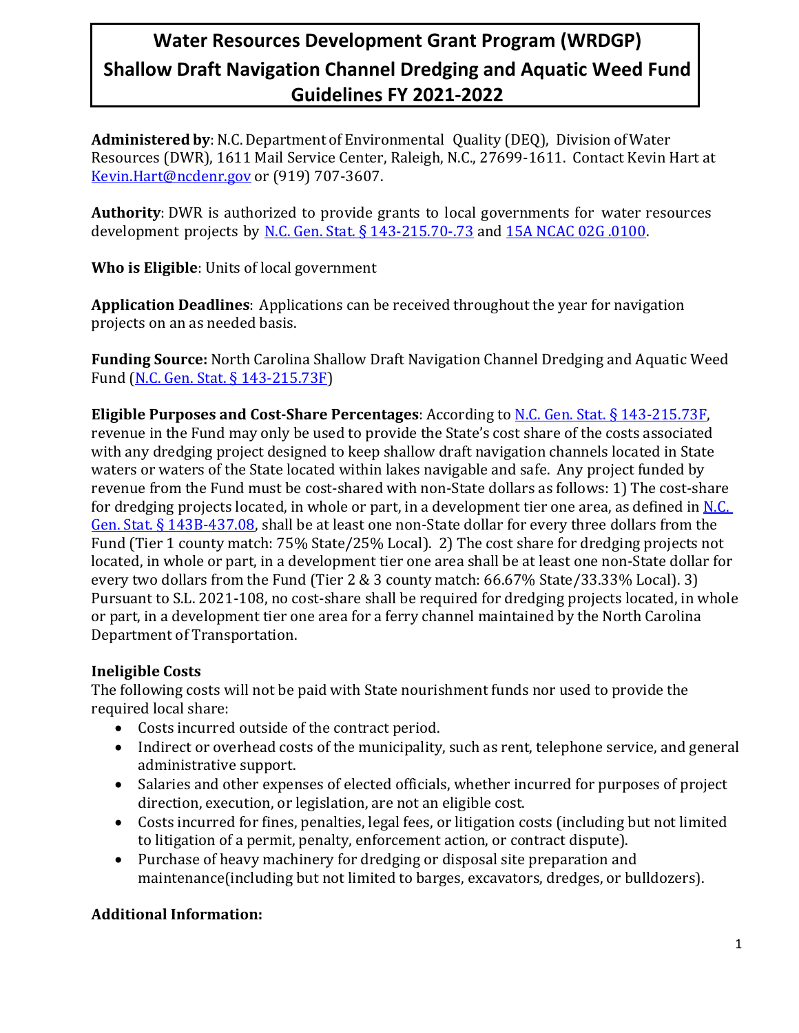# Water Resources Development Grant Program (WRDGP) Shallow Draft Navigation Channel Dredging and Aquatic Weed Fund Guidelines FY 2021-2022

**Administered by**: N.C. Department of Environmental Quality (DEQ), Division of Water Resources (DWR), 1611 Mail Service Center, Raleigh, N.C., 27699-1611. Contact Kevin Hart at Kevin.Hart@ncdenr.gov or (919) 707-3607.

**Authority**: DWR is authorized to provide grants to local governments for water resources development projects by N.C. Gen. Stat. § 143-215.70-.73 and 15A NCAC 02G .0100.

**Who is Eligible**: Units of local government

**Application Deadlines**: Applications can be received throughout the year for navigation projects on an as needed basis.

**Funding Source:** North Carolina Shallow Draft Navigation Channel Dredging and Aquatic Weed Fund (N.C. Gen. Stat. § 143-215.73F)

**Eligible Purposes and Cost-Share Percentages**: According to N.C. Gen. Stat. § 143-215.73F, revenue in the Fund may only be used to provide the State's cost share of the costs associated with any dredging project designed to keep shallow draft navigation channels located in State waters or waters of the State located within lakes navigable and safe. Any project funded by revenue from the Fund must be cost-shared with non-State dollars as follows: 1) The cost-share for dredging projects located, in whole or part, in a development tier one area, as defined in N.C. Gen. Stat. § 143B-437.08, shall be at least one non-State dollar for every three dollars from the Fund (Tier 1 county match: 75% State/25% Local). 2) The cost share for dredging projects not located, in whole or part, in a development tier one area shall be at least one non-State dollar for every two dollars from the Fund (Tier 2 & 3 county match: 66.67% State/33.33% Local). 3) Pursuant to S.L. 2021-108, no cost-share shall be required for dredging projects located, in whole or part, in a development tier one area for a ferry channel maintained by the North Carolina Department of Transportation.

### Ineligible Costs

The following costs will not be paid with State nourishment funds nor used to provide the required local share:

- Costs incurred outside of the contract period.
- Indirect or overhead costs of the municipality, such as rent, telephone service, and general administrative support.
- Salaries and other expenses of elected officials, whether incurred for purposes of project direction, execution, or legislation, are not an eligible cost.
- Costs incurred for fines, penalties, legal fees, or litigation costs (including but not limited to litigation of a permit, penalty, enforcement action, or contract dispute).
- Purchase of heavy machinery for dredging or disposal site preparation and maintenance(including but not limited to barges, excavators, dredges, or bulldozers).

### Additional Information: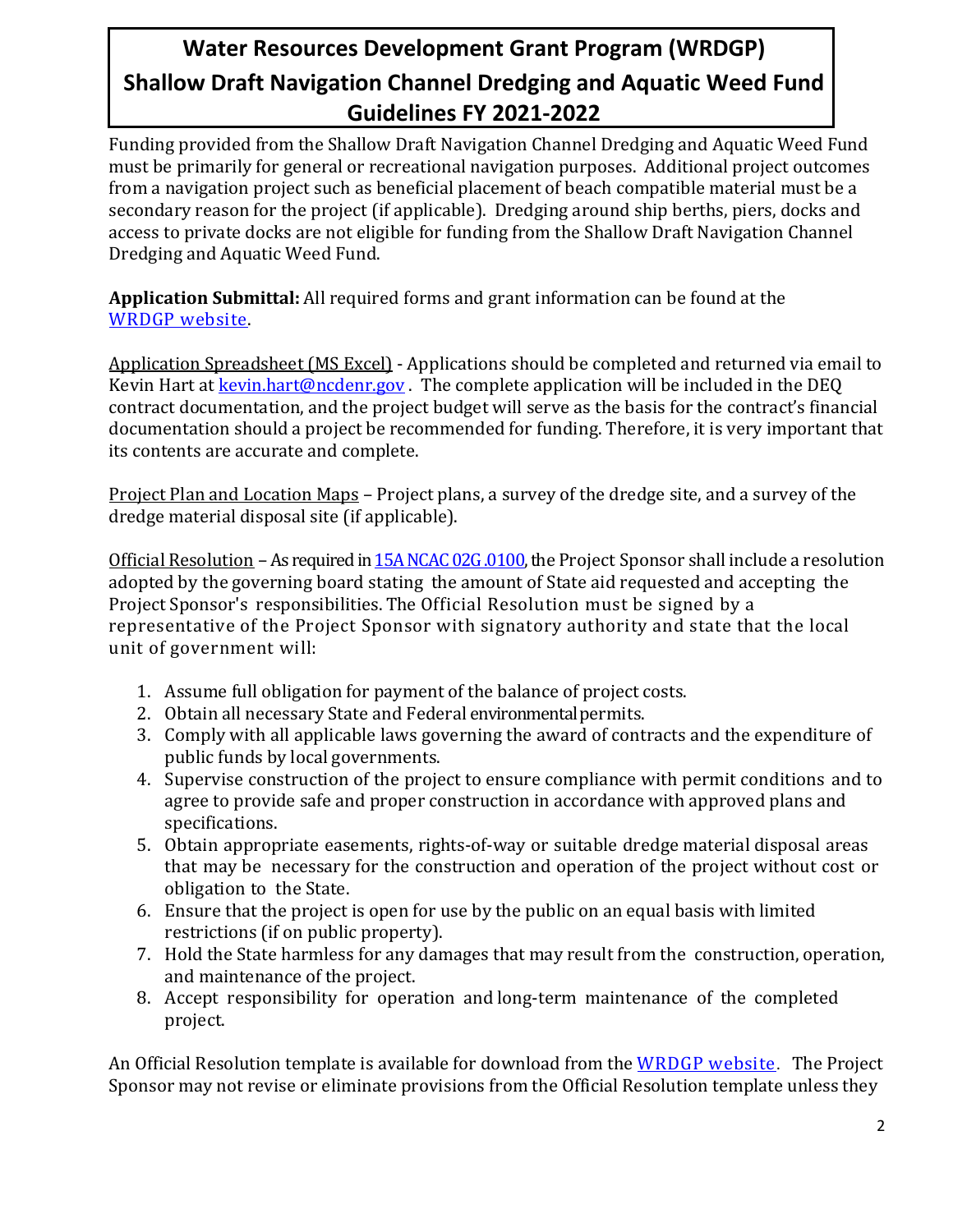# Water Resources Development Grant Program (WRDGP) Shallow Draft Navigation Channel Dredging and Aquatic Weed Fund Guidelines FY 2021-2022

Funding provided from the Shallow Draft Navigation Channel Dredging and Aquatic Weed Fund must be primarily for general or recreational navigation purposes. Additional project outcomes from a navigation project such as beneficial placement of beach compatible material must be a secondary reason for the project (if applicable). Dredging around ship berths, piers, docks and access to private docks are not eligible for funding from the Shallow Draft Navigation Channel Dredging and Aquatic Weed Fund.

**Application Submittal:** All required forms and grant information can be found at the WRDGP website.

Application Spreadsheet (MS Excel) - Applications should be completed and returned via email to Kevin Hart at kevin.hart@ncdenr.gov . The complete application will be included in the DEQ contract documentation, and the project budget will serve as the basis for the contract's financial documentation should a project be recommended for funding. Therefore, it is very important that its contents are accurate and complete.

Project Plan and Location Maps – Project plans, a survey of the dredge site, and a survey of the dredge material disposal site (if applicable).

Official Resolution – As required in 15A NCAC 02G .0100, the Project Sponsor shall include a resolution adopted by the governing board stating the amount of State aid requested and accepting the Project Sponsor's responsibilities. The Official Resolution must be signed by a representative of the Project Sponsor with signatory authority and state that the local unit of government will:

1. Assume full obligation for payment of the balance of project costs.
2. Obtain all necessary State and Federal environmental permits.
3. Comply with all applicable laws governing the award of contracts and the expenditure of public funds by local governments.
4. Supervise construction of the project to ensure compliance with permit conditions and to agree to provide safe and proper construction in accordance with approved plans and specifications.
5. Obtain appropriate easements, rights-of-way or suitable dredge material disposal areas that may be necessary for the construction and operation of the project without cost or obligation to the State.
6. Ensure that the project is open for use by the public on an equal basis with limited restrictions (if on public property).
7. Hold the State harmless for any damages that may result from the construction, operation, and maintenance of the project.
8. Accept responsibility for operation and long-term maintenance of the completed project.

An Official Resolution template is available for download from the WRDGP website. The Project Sponsor may not revise or eliminate provisions from the Official Resolution template unless they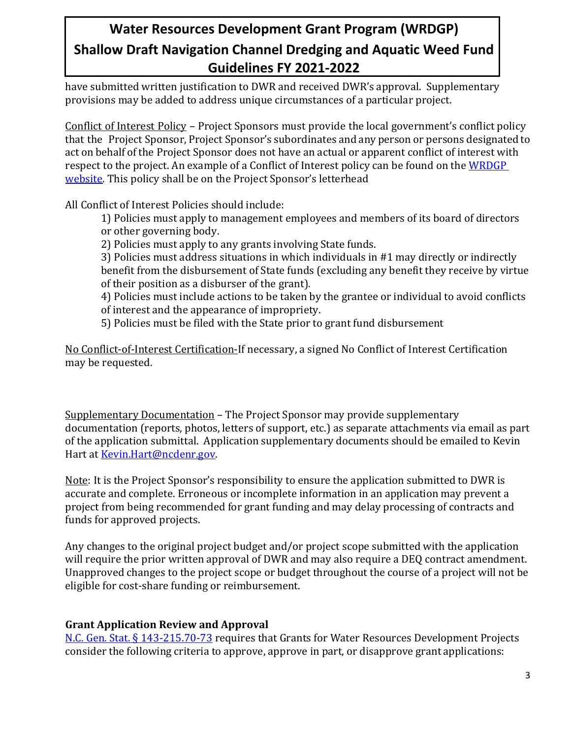have submitted written justification to DWR and received DWR's approval. Supplementary provisions may be added to address unique circumstances of a particular project.

Conflict of Interest Policy – Project Sponsors must provide the local government's conflict policy that the Project Sponsor, Project Sponsor's subordinates and any person or persons designated to act on behalf of the Project Sponsor does not have an actual or apparent conflict of interest with respect to the project. An example of a Conflict of Interest policy can be found on the [WRDGP website](). This policy shall be on the Project Sponsor's letterhead

All Conflict of Interest Policies should include:

1) Policies must apply to management employees and members of its board of directors or other governing body.
2) Policies must apply to any grants involving State funds.
3) Policies must address situations in which individuals in #1 may directly or indirectly benefit from the disbursement of State funds (excluding any benefit they receive by virtue of their position as a disburser of the grant).
4) Policies must include actions to be taken by the grantee or individual to avoid conflicts of interest and the appearance of impropriety.
5) Policies must be filed with the State prior to grant fund disbursement

No Conflict-of-Interest Certification-If necessary, a signed No Conflict of Interest Certification may be requested.

Supplementary Documentation – The Project Sponsor may provide supplementary documentation (reports, photos, letters of support, etc.) as separate attachments via email as part of the application submittal. Application supplementary documents should be emailed to Kevin Hart at Kevin.Hart@ncdenr.gov.

Note: It is the Project Sponsor's responsibility to ensure the application submitted to DWR is accurate and complete. Erroneous or incomplete information in an application may prevent a project from being recommended for grant funding and may delay processing of contracts and funds for approved projects.

Any changes to the original project budget and/or project scope submitted with the application will require the prior written approval of DWR and may also require a DEQ contract amendment. Unapproved changes to the project scope or budget throughout the course of a project will not be eligible for cost-share funding or reimbursement.

**Grant Application Review and Approval**

N.C. Gen. Stat. § 143-215.70-73 requires that Grants for Water Resources Development Projects consider the following criteria to approve, approve in part, or disapprove grant applications: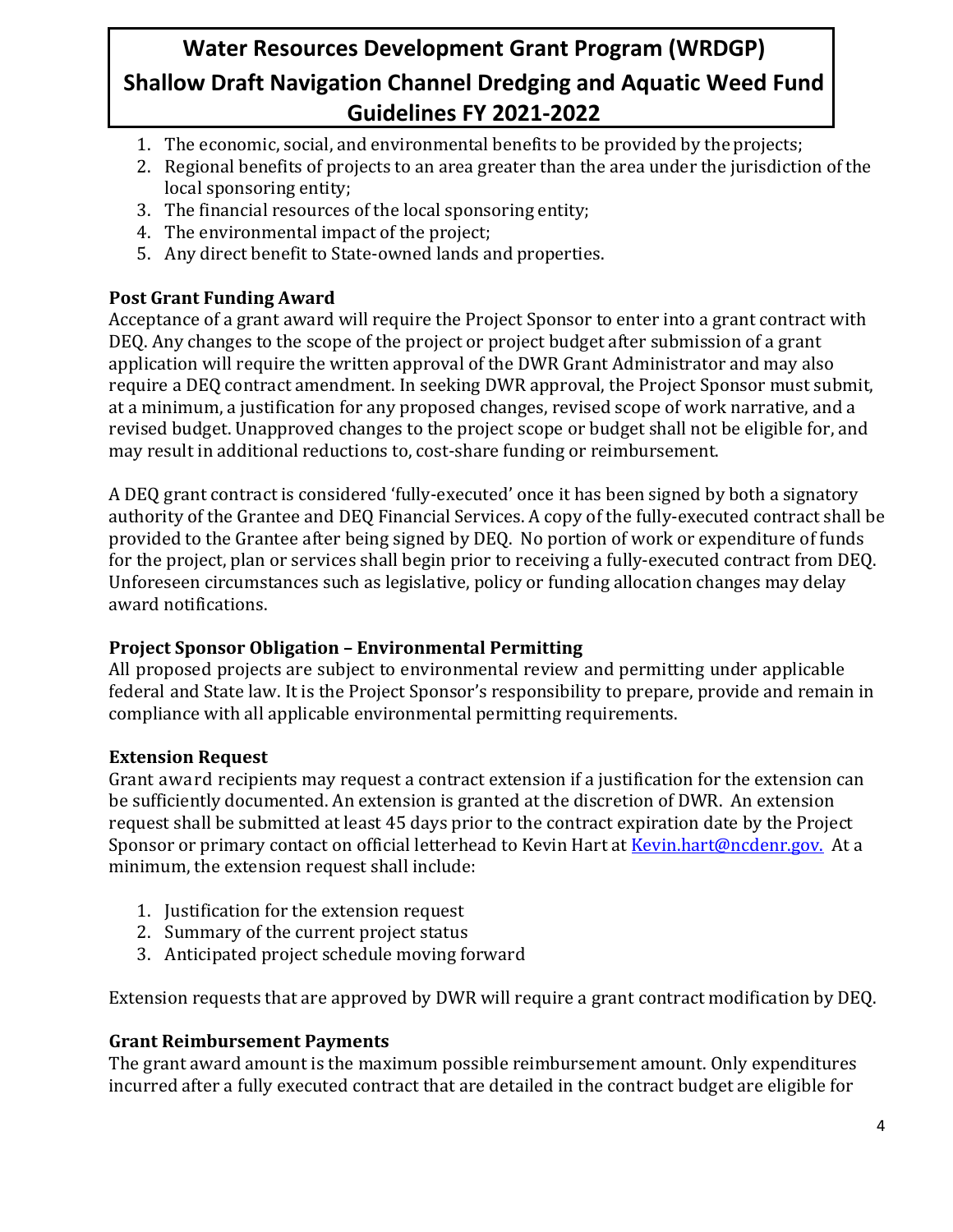1. The economic, social, and environmental benefits to be provided by the projects;
2. Regional benefits of projects to an area greater than the area under the jurisdiction of the local sponsoring entity;
3. The financial resources of the local sponsoring entity;
4. The environmental impact of the project;
5. Any direct benefit to State-owned lands and properties.

### Post Grant Funding Award

Acceptance of a grant award will require the Project Sponsor to enter into a grant contract with DEQ. Any changes to the scope of the project or project budget after submission of a grant application will require the written approval of the DWR Grant Administrator and may also require a DEQ contract amendment. In seeking DWR approval, the Project Sponsor must submit, at a minimum, a justification for any proposed changes, revised scope of work narrative, and a revised budget. Unapproved changes to the project scope or budget shall not be eligible for, and may result in additional reductions to, cost-share funding or reimbursement.

A DEQ grant contract is considered 'fully-executed' once it has been signed by both a signatory authority of the Grantee and DEQ Financial Services. A copy of the fully-executed contract shall be provided to the Grantee after being signed by DEQ. No portion of work or expenditure of funds for the project, plan or services shall begin prior to receiving a fully-executed contract from DEQ. Unforeseen circumstances such as legislative, policy or funding allocation changes may delay award notifications.

### Project Sponsor Obligation – Environmental Permitting

All proposed projects are subject to environmental review and permitting under applicable federal and State law. It is the Project Sponsor's responsibility to prepare, provide and remain in compliance with all applicable environmental permitting requirements.

### Extension Request

Grant award recipients may request a contract extension if a justification for the extension can be sufficiently documented. An extension is granted at the discretion of DWR. An extension request shall be submitted at least 45 days prior to the contract expiration date by the Project Sponsor or primary contact on official letterhead to Kevin Hart at [Kevin.hart@ncdenr.gov.](mailto:Kevin.hart@ncdenr.gov) At a minimum, the extension request shall include:

1. Justification for the extension request
2. Summary of the current project status
3. Anticipated project schedule moving forward

Extension requests that are approved by DWR will require a grant contract modification by DEQ.

### Grant Reimbursement Payments

The grant award amount is the maximum possible reimbursement amount. Only expenditures incurred after a fully executed contract that are detailed in the contract budget are eligible for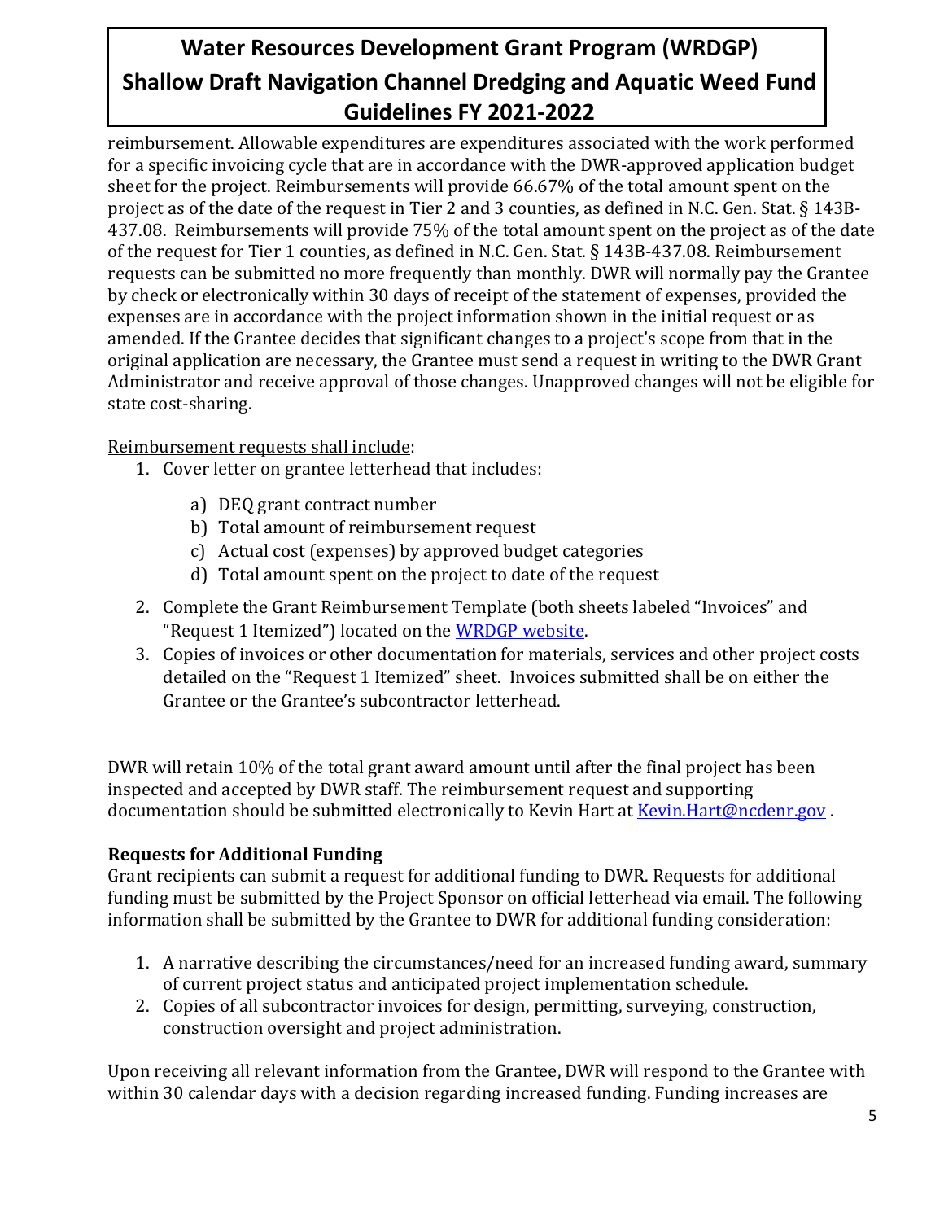reimbursement. Allowable expenditures are expenditures associated with the work performed for a specific invoicing cycle that are in accordance with the DWR-approved application budget sheet for the project. Reimbursements will provide 66.67% of the total amount spent on the project as of the date of the request in Tier 2 and 3 counties, as defined in N.C. Gen. Stat. § 143B-437.08. Reimbursements will provide 75% of the total amount spent on the project as of the date of the request for Tier 1 counties, as defined in N.C. Gen. Stat. § 143B-437.08. Reimbursement requests can be submitted no more frequently than monthly. DWR will normally pay the Grantee by check or electronically within 30 days of receipt of the statement of expenses, provided the expenses are in accordance with the project information shown in the initial request or as amended. If the Grantee decides that significant changes to a project's scope from that in the original application are necessary, the Grantee must send a request in writing to the DWR Grant Administrator and receive approval of those changes. Unapproved changes will not be eligible for state cost-sharing.

Reimbursement requests shall include:

1. Cover letter on grantee letterhead that includes:
   a) DEQ grant contract number
   b) Total amount of reimbursement request
   c) Actual cost (expenses) by approved budget categories
   d) Total amount spent on the project to date of the request
2. Complete the Grant Reimbursement Template (both sheets labeled "Invoices" and "Request 1 Itemized") located on the WRDGP website.
3. Copies of invoices or other documentation for materials, services and other project costs detailed on the "Request 1 Itemized" sheet. Invoices submitted shall be on either the Grantee or the Grantee's subcontractor letterhead.

DWR will retain 10% of the total grant award amount until after the final project has been inspected and accepted by DWR staff. The reimbursement request and supporting documentation should be submitted electronically to Kevin Hart at Kevin.Hart@ncdenr.gov .

**Requests for Additional Funding**

Grant recipients can submit a request for additional funding to DWR. Requests for additional funding must be submitted by the Project Sponsor on official letterhead via email. The following information shall be submitted by the Grantee to DWR for additional funding consideration:

1. A narrative describing the circumstances/need for an increased funding award, summary of current project status and anticipated project implementation schedule.
2. Copies of all subcontractor invoices for design, permitting, surveying, construction, construction oversight and project administration.

Upon receiving all relevant information from the Grantee, DWR will respond to the Grantee with within 30 calendar days with a decision regarding increased funding. Funding increases are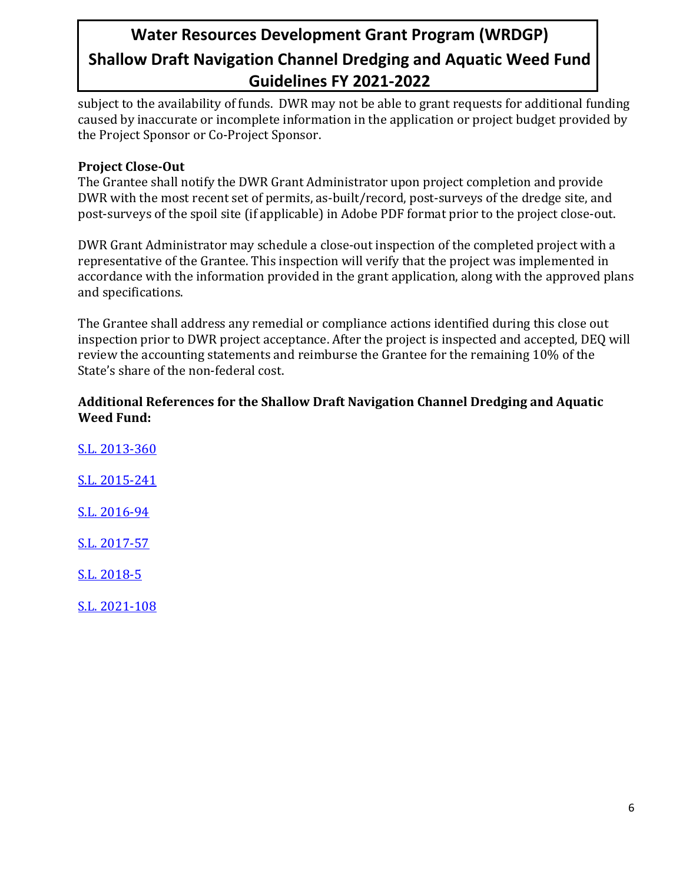subject to the availability of funds. DWR may not be able to grant requests for additional funding caused by inaccurate or incomplete information in the application or project budget provided by the Project Sponsor or Co-Project Sponsor.

**Project Close-Out**

The Grantee shall notify the DWR Grant Administrator upon project completion and provide DWR with the most recent set of permits, as-built/record, post-surveys of the dredge site, and post-surveys of the spoil site (if applicable) in Adobe PDF format prior to the project close-out.

DWR Grant Administrator may schedule a close-out inspection of the completed project with a representative of the Grantee. This inspection will verify that the project was implemented in accordance with the information provided in the grant application, along with the approved plans and specifications.

The Grantee shall address any remedial or compliance actions identified during this close out inspection prior to DWR project acceptance. After the project is inspected and accepted, DEQ will review the accounting statements and reimburse the Grantee for the remaining 10% of the State's share of the non-federal cost.

**Additional References for the Shallow Draft Navigation Channel Dredging and Aquatic Weed Fund:**

S.L. 2013-360

S.L. 2015-241

S.L. 2016-94

S.L. 2017-57

S.L. 2018-5

S.L. 2021-108